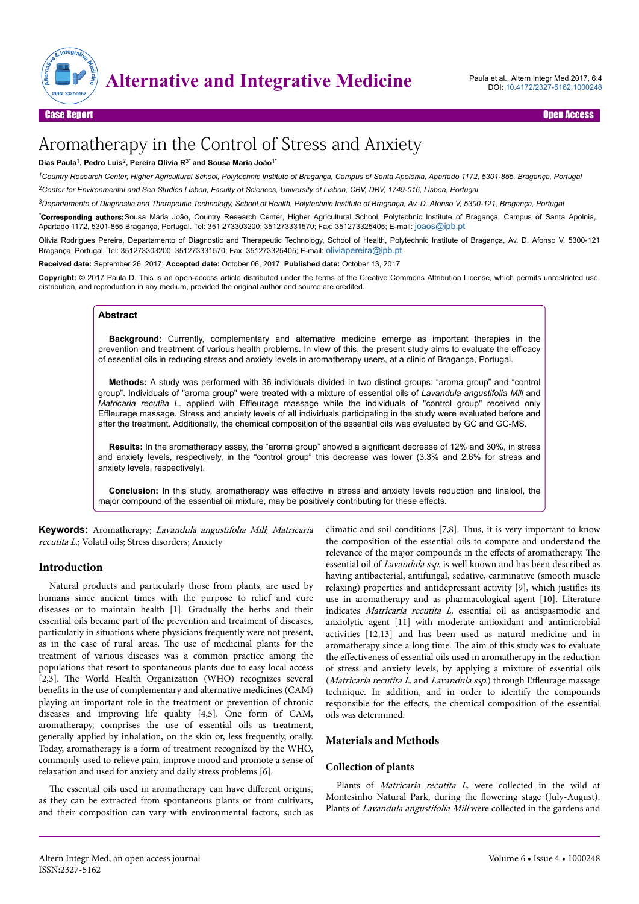Case Report | Open Access

# Aromatherapy in the Control of Stress and Anxiety

**Dias Paula**[1], **Pedro Luís**[2], **Pereira Olívia R**[3*] **and Sousa Maria João**[1*]

[1]*Country Research Center, Higher Agricultural School, Polytechnic Institute of Bragança, Campus of Santa Apolónia, Apartado 1172, 5301-855, Bragança, Portugal*

[2]*Center for Environmental and Sea Studies Lisbon, Faculty of Sciences, University of Lisbon, CBV, DBV, 1749-016, Lisboa, Portugal*

[3]*Departamento of Diagnostic and Therapeutic Technology, School of Health, Polytechnic Institute of Bragança, Av. D. Afonso V, 5300-121, Bragança, Portugal*

**\*Corresponding authors:** Sousa Maria João, Country Research Center, Higher Agricultural School, Polytechnic Institute of Bragança, Campus of Santa Apolnia, Apartado 1172, 5301-855 Bragança, Portugal. Tel: 351 273303200; 351273331570; Fax: 351273325405; E-mail: joaos@ipb.pt

Olívia Rodrigues Pereira, Departamento of Diagnostic and Therapeutic Technology, School of Health, Polytechnic Institute of Bragança, Av. D. Afonso V, 5300-121 Bragança, Portugal, Tel: 351273303200; 351273331570; Fax: 351273325405; E-mail: oliviapereira@ipb.pt

**Received date:** September 26, 2017; **Accepted date:** October 06, 2017; **Published date:** October 13, 2017

**Copyright:** © 2017 Paula D. This is an open-access article distributed under the terms of the Creative Commons Attribution License, which permits unrestricted use, distribution, and reproduction in any medium, provided the original author and source are credited.

## Abstract

**Background:** Currently, complementary and alternative medicine emerge as important therapies in the prevention and treatment of various health problems. In view of this, the present study aims to evaluate the efficacy of essential oils in reducing stress and anxiety levels in aromatherapy users, at a clinic of Bragança, Portugal.

**Methods:** A study was performed with 36 individuals divided in two distinct groups: "aroma group" and "control group". Individuals of "aroma group" were treated with a mixture of essential oils of *Lavandula angustifolia Mill* and *Matricaria recutita L.* applied with Effleurage massage while the individuals of "control group" received only Effleurage massage. Stress and anxiety levels of all individuals participating in the study were evaluated before and after the treatment. Additionally, the chemical composition of the essential oils was evaluated by GC and GC-MS.

**Results:** In the aromatherapy assay, the "aroma group" showed a significant decrease of 12% and 30%, in stress and anxiety levels, respectively, in the "control group" this decrease was lower (3.3% and 2.6% for stress and anxiety levels, respectively).

**Conclusion:** In this study, aromatherapy was effective in stress and anxiety levels reduction and linalool, the major compound of the essential oil mixture, may be positively contributing for these effects.

**Keywords:** Aromatherapy; *Lavandula angustifolia Mill*; *Matricaria recutita L.*; Volatil oils; Stress disorders; Anxiety

## Introduction

Natural products and particularly those from plants, are used by humans since ancient times with the purpose to relief and cure diseases or to maintain health [1]. Gradually the herbs and their essential oils became part of the prevention and treatment of diseases, particularly in situations where physicians frequently were not present, as in the case of rural areas. The use of medicinal plants for the treatment of various diseases was a common practice among the populations that resort to spontaneous plants due to easy local access [2,3]. The World Health Organization (WHO) recognizes several benefits in the use of complementary and alternative medicines (CAM) playing an important role in the treatment or prevention of chronic diseases and improving life quality [4,5]. One form of CAM, aromatherapy, comprises the use of essential oils as treatment, generally applied by inhalation, on the skin or, less frequently, orally. Today, aromatherapy is a form of treatment recognized by the WHO, commonly used to relieve pain, improve mood and promote a sense of relaxation and used for anxiety and daily stress problems [6].

The essential oils used in aromatherapy can have different origins, as they can be extracted from spontaneous plants or from cultivars, and their composition can vary with environmental factors, such as climatic and soil conditions [7,8]. Thus, it is very important to know the composition of the essential oils to compare and understand the relevance of the major compounds in the effects of aromatherapy. The essential oil of *Lavandula ssp.* is well known and has been described as having antibacterial, antifungal, sedative, carminative (smooth muscle relaxing) properties and antidepressant activity [9], which justifies its use in aromatherapy and as pharmacological agent [10]. Literature indicates *Matricaria recutita L.* essential oil as antispasmodic and anxiolytic agent [11] with moderate antioxidant and antimicrobial activities [12,13] and has been used as natural medicine and in aromatherapy since a long time. The aim of this study was to evaluate the effectiveness of essential oils used in aromatherapy in the reduction of stress and anxiety levels, by applying a mixture of essential oils (*Matricaria recutita L.* and *Lavandula ssp.*) through Effleurage massage technique. In addition, and in order to identify the compounds responsible for the effects, the chemical composition of the essential oils was determined.

## Materials and Methods

### Collection of plants

Plants of *Matricaria recutita L.* were collected in the wild at Montesinho Natural Park, during the flowering stage (July-August). Plants of *Lavandula angustifolia Mill* were collected in the gardens and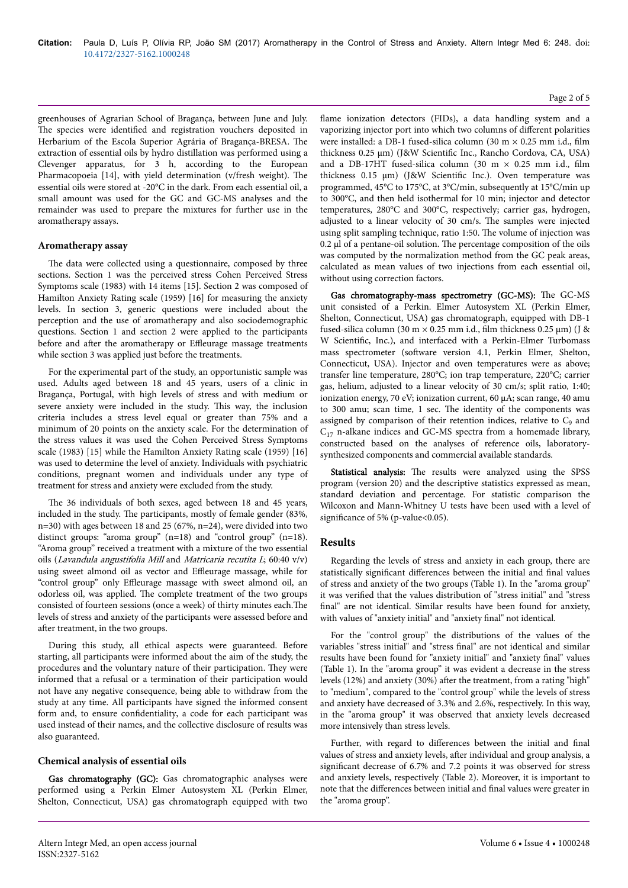greenhouses of Agrarian School of Bragança, between June and July. The species were identified and registration vouchers deposited in Herbarium of the Escola Superior Agrária de Bragança-BRESA. The extraction of essential oils by hydro distillation was performed using a Clevenger apparatus, for 3 h, according to the European Pharmacopoeia [14], with yield determination (v/fresh weight). The essential oils were stored at -20°C in the dark. From each essential oil, a small amount was used for the GC and GC-MS analyses and the remainder was used to prepare the mixtures for further use in the aromatherapy assays.

### Aromatherapy assay

The data were collected using a questionnaire, composed by three sections. Section 1 was the perceived stress Cohen Perceived Stress Symptoms scale (1983) with 14 items [15]. Section 2 was composed of Hamilton Anxiety Rating scale (1959) [16] for measuring the anxiety levels. In section 3, generic questions were included about the perception and the use of aromatherapy and also sociodemographic questions. Section 1 and section 2 were applied to the participants before and after the aromatherapy or Effleurage massage treatments while section 3 was applied just before the treatments.

For the experimental part of the study, an opportunistic sample was used. Adults aged between 18 and 45 years, users of a clinic in Bragança, Portugal, with high levels of stress and with medium or severe anxiety were included in the study. This way, the inclusion criteria includes a stress level equal or greater than 75% and a minimum of 20 points on the anxiety scale. For the determination of the stress values it was used the Cohen Perceived Stress Symptoms scale (1983) [15] while the Hamilton Anxiety Rating scale (1959) [16] was used to determine the level of anxiety. Individuals with psychiatric conditions, pregnant women and individuals under any type of treatment for stress and anxiety were excluded from the study.

The 36 individuals of both sexes, aged between 18 and 45 years, included in the study. The participants, mostly of female gender (83%, n=30) with ages between 18 and 25 (67%, n=24), were divided into two distinct groups: "aroma group" (n=18) and "control group" (n=18). "Aroma group" received a treatment with a mixture of the two essential oils (*Lavandula angustifolia Mill* and *Matricaria recutita L*; 60:40 v/v) using sweet almond oil as vector and Effleurage massage, while for "control group" only Effleurage massage with sweet almond oil, an odorless oil, was applied. The complete treatment of the two groups consisted of fourteen sessions (once a week) of thirty minutes each.The levels of stress and anxiety of the participants were assessed before and after treatment, in the two groups.

During this study, all ethical aspects were guaranteed. Before starting, all participants were informed about the aim of the study, the procedures and the voluntary nature of their participation. They were informed that a refusal or a termination of their participation would not have any negative consequence, being able to withdraw from the study at any time. All participants have signed the informed consent form and, to ensure confidentiality, a code for each participant was used instead of their names, and the collective disclosure of results was also guaranteed.

### Chemical analysis of essential oils

**Gas chromatography (GC):** Gas chromatographic analyses were performed using a Perkin Elmer Autosystem XL (Perkin Elmer, Shelton, Connecticut, USA) gas chromatograph equipped with two flame ionization detectors (FIDs), a data handling system and a vaporizing injector port into which two columns of different polarities were installed: a DB-1 fused-silica column (30 m × 0.25 mm i.d., film thickness 0.25 μm) (J&W Scientific Inc., Rancho Cordova, CA, USA) and a DB-17HT fused-silica column (30 m × 0.25 mm i.d., film thickness 0.15 μm) (J&W Scientific Inc.). Oven temperature was programmed, 45°C to 175°C, at 3°C/min, subsequently at 15°C/min up to 300°C, and then held isothermal for 10 min; injector and detector temperatures, 280°C and 300°C, respectively; carrier gas, hydrogen, adjusted to a linear velocity of 30 cm/s. The samples were injected using split sampling technique, ratio 1:50. The volume of injection was 0.2 μl of a pentane-oil solution. The percentage composition of the oils was computed by the normalization method from the GC peak areas, calculated as mean values of two injections from each essential oil, without using correction factors.

**Gas chromatography-mass spectrometry (GC-MS):** The GC-MS unit consisted of a Perkin. Elmer Autosystem XL (Perkin Elmer, Shelton, Connecticut, USA) gas chromatograph, equipped with DB-1 fused-silica column (30 m × 0.25 mm i.d., film thickness 0.25 μm) (J & W Scientific, Inc.), and interfaced with a Perkin-Elmer Turbomass mass spectrometer (software version 4.1, Perkin Elmer, Shelton, Connecticut, USA). Injector and oven temperatures were as above; transfer line temperature, 280°C; ion trap temperature, 220°C; carrier gas, helium, adjusted to a linear velocity of 30 cm/s; split ratio, 1:40; ionization energy, 70 eV; ionization current, 60 μA; scan range, 40 amu to 300 amu; scan time, 1 sec. The identity of the components was assigned by comparison of their retention indices, relative to $C_9$ and $C_{17}$ n-alkane indices and GC-MS spectra from a homemade library, constructed based on the analyses of reference oils, laboratory-synthesized components and commercial available standards.

**Statistical analysis:** The results were analyzed using the SPSS program (version 20) and the descriptive statistics expressed as mean, standard deviation and percentage. For statistic comparison the Wilcoxon and Mann-Whitney U tests have been used with a level of significance of 5% (p-value<0.05).

## Results

Regarding the levels of stress and anxiety in each group, there are statistically significant differences between the initial and final values of stress and anxiety of the two groups (Table 1). In the "aroma group" it was verified that the values distribution of "stress initial" and "stress final" are not identical. Similar results have been found for anxiety, with values of "anxiety initial" and "anxiety final" not identical.

For the "control group" the distributions of the values of the variables "stress initial" and "stress final" are not identical and similar results have been found for "anxiety initial" and "anxiety final" values (Table 1). In the "aroma group" it was evident a decrease in the stress levels (12%) and anxiety (30%) after the treatment, from a rating "high" to "medium", compared to the "control group" while the levels of stress and anxiety have decreased of 3.3% and 2.6%, respectively. In this way, in the "aroma group" it was observed that anxiety levels decreased more intensively than stress levels.

Further, with regard to differences between the initial and final values of stress and anxiety levels, after individual and group analysis, a significant decrease of 6.7% and 7.2 points it was observed for stress and anxiety levels, respectively (Table 2). Moreover, it is important to note that the differences between initial and final values were greater in the "aroma group".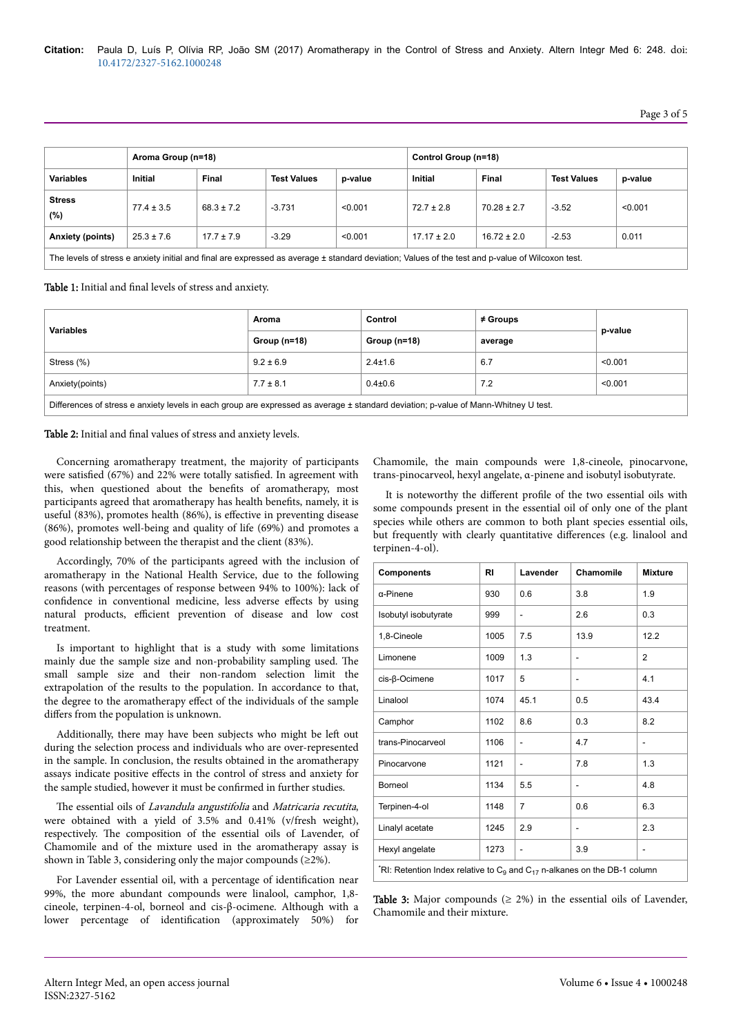|  | Aroma Group (n=18) |  |  |  | Control Group (n=18) |  |  |  |
|---|---|---|---|---|---|---|---|---|
| **Variables** | **Initial** | **Final** | **Test Values** | **p-value** | **Initial** | **Final** | **Test Values** | **p-value** |
| **Stress (%)** | 77.4 ± 3.5 | 68.3 ± 7.2 | -3.731 | <0.001 | 72.7 ± 2.8 | 70.28 ± 2.7 | -3.52 | <0.001 |
| **Anxiety (points)** | 25.3 ± 7.6 | 17.7 ± 7.9 | -3.29 | <0.001 | 17.17 ± 2.0 | 16.72 ± 2.0 | -2.53 | 0.011 |

The levels of stress e anxiety initial and final are expressed as average ± standard deviation; Values of the test and p-value of Wilcoxon test.

**Table 1:** Initial and final levels of stress and anxiety.

| Variables | Aroma Group (n=18) | Control Group (n=18) | ≠ Groups average | p-value |
|---|---|---|---|---|
| Stress (%) | 9.2 ± 6.9 | 2.4±1.6 | 6.7 | <0.001 |
| Anxiety(points) | 7.7 ± 8.1 | 0.4±0.6 | 7.2 | <0.001 |

Differences of stress e anxiety levels in each group are expressed as average ± standard deviation; p-value of Mann-Whitney U test.

**Table 2:** Initial and final values of stress and anxiety levels.

Concerning aromatherapy treatment, the majority of participants were satisfied (67%) and 22% were totally satisfied. In agreement with this, when questioned about the benefits of aromatherapy, most participants agreed that aromatherapy has health benefits, namely, it is useful (83%), promotes health (86%), is effective in preventing disease (86%), promotes well-being and quality of life (69%) and promotes a good relationship between the therapist and the client (83%).

Accordingly, 70% of the participants agreed with the inclusion of aromatherapy in the National Health Service, due to the following reasons (with percentages of response between 94% to 100%): lack of confidence in conventional medicine, less adverse effects by using natural products, efficient prevention of disease and low cost treatment.

Is important to highlight that is a study with some limitations mainly due the sample size and non-probability sampling used. The small sample size and their non-random selection limit the extrapolation of the results to the population. In accordance to that, the degree to the aromatherapy effect of the individuals of the sample differs from the population is unknown.

Additionally, there may have been subjects who might be left out during the selection process and individuals who are over-represented in the sample. In conclusion, the results obtained in the aromatherapy assays indicate positive effects in the control of stress and anxiety for the sample studied, however it must be confirmed in further studies.

The essential oils of *Lavandula angustifolia* and *Matricaria recutita*, were obtained with a yield of 3.5% and 0.41% (v/fresh weight), respectively. The composition of the essential oils of Lavender, of Chamomile and of the mixture used in the aromatherapy assay is shown in Table 3, considering only the major compounds (≥2%).

For Lavender essential oil, with a percentage of identification near 99%, the more abundant compounds were linalool, camphor, 1,8-cineole, terpinen-4-ol, borneol and cis-β-ocimene. Although with a lower percentage of identification (approximately 50%) for Chamomile, the main compounds were 1,8-cineole, pinocarvone, trans-pinocarveol, hexyl angelate, α-pinene and isobutyl isobutyrate.

It is noteworthy the different profile of the two essential oils with some compounds present in the essential oil of only one of the plant species while others are common to both plant species essential oils, but frequently with clearly quantitative differences (e.g. linalool and terpinen-4-ol).

| Components | RI | Lavender | Chamomile | Mixture |
|---|---|---|---|---|
| α-Pinene | 930 | 0.6 | 3.8 | 1.9 |
| Isobutyl isobutyrate | 999 | - | 2.6 | 0.3 |
| 1,8-Cineole | 1005 | 7.5 | 13.9 | 12.2 |
| Limonene | 1009 | 1.3 | - | 2 |
| cis-β-Ocimene | 1017 | 5 | - | 4.1 |
| Linalool | 1074 | 45.1 | 0.5 | 43.4 |
| Camphor | 1102 | 8.6 | 0.3 | 8.2 |
| trans-Pinocarveol | 1106 | - | 4.7 | - |
| Pinocarvone | 1121 | - | 7.8 | 1.3 |
| Borneol | 1134 | 5.5 | - | 4.8 |
| Terpinen-4-ol | 1148 | 7 | 0.6 | 6.3 |
| Linalyl acetate | 1245 | 2.9 | - | 2.3 |
| Hexyl angelate | 1273 | - | 3.9 | - |

*RI: Retention Index relative to $C_9$ and $C_{17}$ n-alkanes on the DB-1 column

**Table 3:** Major compounds (≥ 2%) in the essential oils of Lavender, Chamomile and their mixture.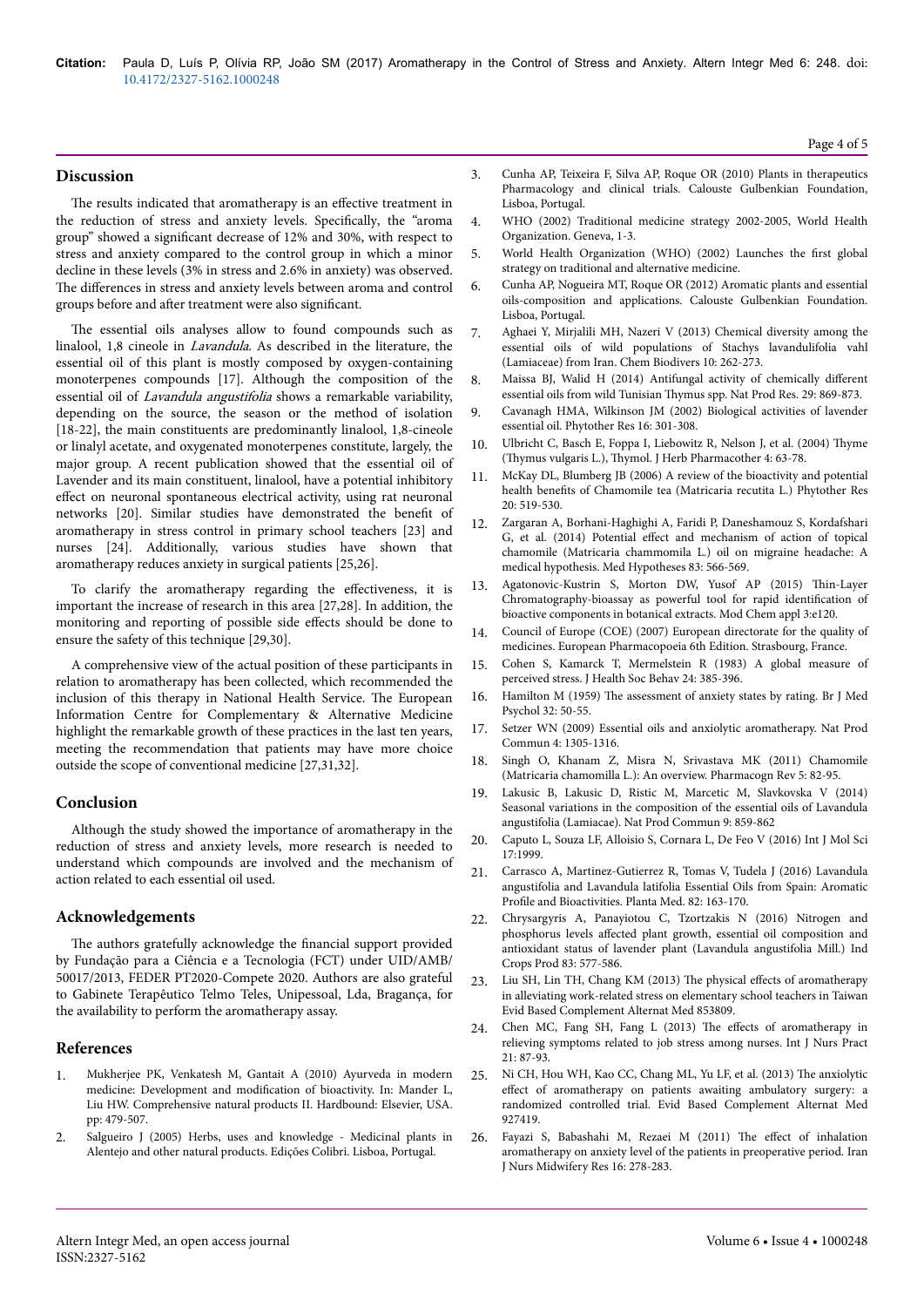## Discussion

The results indicated that aromatherapy is an effective treatment in the reduction of stress and anxiety levels. Specifically, the "aroma group" showed a significant decrease of 12% and 30%, with respect to stress and anxiety compared to the control group in which a minor decline in these levels (3% in stress and 2.6% in anxiety) was observed. The differences in stress and anxiety levels between aroma and control groups before and after treatment were also significant.

The essential oils analyses allow to found compounds such as linalool, 1,8 cineole in *Lavandula*. As described in the literature, the essential oil of this plant is mostly composed by oxygen-containing monoterpenes compounds [17]. Although the composition of the essential oil of *Lavandula angustifolia* shows a remarkable variability, depending on the source, the season or the method of isolation [18-22], the main constituents are predominantly linalool, 1,8-cineole or linalyl acetate, and oxygenated monoterpenes constitute, largely, the major group. A recent publication showed that the essential oil of Lavender and its main constituent, linalool, have a potential inhibitory effect on neuronal spontaneous electrical activity, using rat neuronal networks [20]. Similar studies have demonstrated the benefit of aromatherapy in stress control in primary school teachers [23] and nurses [24]. Additionally, various studies have shown that aromatherapy reduces anxiety in surgical patients [25,26].

To clarify the aromatherapy regarding the effectiveness, it is important the increase of research in this area [27,28]. In addition, the monitoring and reporting of possible side effects should be done to ensure the safety of this technique [29,30].

A comprehensive view of the actual position of these participants in relation to aromatherapy has been collected, which recommended the inclusion of this therapy in National Health Service. The European Information Centre for Complementary & Alternative Medicine highlight the remarkable growth of these practices in the last ten years, meeting the recommendation that patients may have more choice outside the scope of conventional medicine [27,31,32].

## Conclusion

Although the study showed the importance of aromatherapy in the reduction of stress and anxiety levels, more research is needed to understand which compounds are involved and the mechanism of action related to each essential oil used.

## Acknowledgements

The authors gratefully acknowledge the financial support provided by Fundação para a Ciência e a Tecnologia (FCT) under UID/AMB/50017/2013, FEDER PT2020-Compete 2020. Authors are also grateful to Gabinete Terapêutico Telmo Teles, Unipessoal, Lda, Bragança, for the availability to perform the aromatherapy assay.

## References

1. Mukherjee PK, Venkatesh M, Gantait A (2010) Ayurveda in modern medicine: Development and modification of bioactivity. In: Mander L, Liu HW. Comprehensive natural products II. Hardbound: Elsevier, USA. pp: 479-507.
2. Salgueiro J (2005) Herbs, uses and knowledge - Medicinal plants in Alentejo and other natural products. Edições Colibri. Lisboa, Portugal.
3. Cunha AP, Teixeira F, Silva AP, Roque OR (2010) Plants in therapeutics Pharmacology and clinical trials. Calouste Gulbenkian Foundation, Lisboa, Portugal.
4. WHO (2002) Traditional medicine strategy 2002-2005, World Health Organization. Geneva, 1-3.
5. World Health Organization (WHO) (2002) Launches the first global strategy on traditional and alternative medicine.
6. Cunha AP, Nogueira MT, Roque OR (2012) Aromatic plants and essential oils-composition and applications. Calouste Gulbenkian Foundation. Lisboa, Portugal.
7. Aghaei Y, Mirjalili MH, Nazeri V (2013) Chemical diversity among the essential oils of wild populations of Stachys lavandulifolia vahl (Lamiaceae) from Iran. Chem Biodivers 10: 262-273.
8. Maissa BJ, Walid H (2014) Antifungal activity of chemically different essential oils from wild Tunisian Thymus spp. Nat Prod Res. 29: 869-873.
9. Cavanagh HMA, Wilkinson JM (2002) Biological activities of lavender essential oil. Phytother Res 16: 301-308.
10. Ulbricht C, Basch E, Foppa I, Liebowitz R, Nelson J, et al. (2004) Thyme (Thymus vulgaris L.), Thymol. J Herb Pharmacother 4: 63-78.
11. McKay DL, Blumberg JB (2006) A review of the bioactivity and potential health benefits of Chamomile tea (Matricaria recutita L.) Phytother Res 20: 519-530.
12. Zargaran A, Borhani-Haghighi A, Faridi P, Daneshamouz S, Kordafshari G, et al. (2014) Potential effect and mechanism of action of topical chamomile (Matricaria chammomilla L.) oil on migraine headache: A medical hypothesis. Med Hypotheses 83: 566-569.
13. Agatonovic-Kustrin S, Morton DW, Yusof AP (2015) Thin-Layer Chromatography-bioassay as powerful tool for rapid identification of bioactive components in botanical extracts. Mod Chem appl 3:e120.
14. Council of Europe (COE) (2007) European directorate for the quality of medicines. European Pharmacopoeia 6th Edition. Strasbourg, France.
15. Cohen S, Kamarck T, Mermelstein R (1983) A global measure of perceived stress. J Health Soc Behav 24: 385-396.
16. Hamilton M (1959) The assessment of anxiety states by rating. Br J Med Psychol 32: 50-55.
17. Setzer WN (2009) Essential oils and anxiolytic aromatherapy. Nat Prod Commun 4: 1305-1316.
18. Singh O, Khanam Z, Misra N, Srivastava MK (2011) Chamomile (Matricaria chamomilla L.): An overview. Pharmacogn Rev 5: 82-95.
19. Lakusic B, Lakusic D, Ristic M, Marcetic M, Slavkovska V (2014) Seasonal variations in the composition of the essential oils of Lavandula angustifolia (Lamiacae). Nat Prod Commun 9: 859-862
20. Caputo L, Souza LF, Alloisio S, Cornara L, De Feo V (2016) Int J Mol Sci 17:1999.
21. Carrasco A, Martinez-Gutierrez R, Tomas V, Tudela J (2016) Lavandula angustifolia and Lavandula latifolia Essential Oils from Spain: Aromatic Profile and Bioactivities. Planta Med. 82: 163-170.
22. Chrysargyris A, Panayiotou C, Tzortzakis N (2016) Nitrogen and phosphorus levels affected plant growth, essential oil composition and antioxidant status of lavender plant (Lavandula angustifolia Mill.) Ind Crops Prod 83: 577-586.
23. Liu SH, Lin TH, Chang KM (2013) The physical effects of aromatherapy in alleviating work-related stress on elementary school teachers in Taiwan Evid Based Complement Alternat Med 853809.
24. Chen MC, Fang SH, Fang L (2013) The effects of aromatherapy in relieving symptoms related to job stress among nurses. Int J Nurs Pract 21: 87-93.
25. Ni CH, Hou WH, Kao CC, Chang ML, Yu LF, et al. (2013) The anxiolytic effect of aromatherapy on patients awaiting ambulatory surgery: a randomized controlled trial. Evid Based Complement Alternat Med 927419.
26. Fayazi S, Babashahi M, Rezaei M (2011) The effect of inhalation aromatherapy on anxiety level of the patients in preoperative period. Iran J Nurs Midwifery Res 16: 278-283.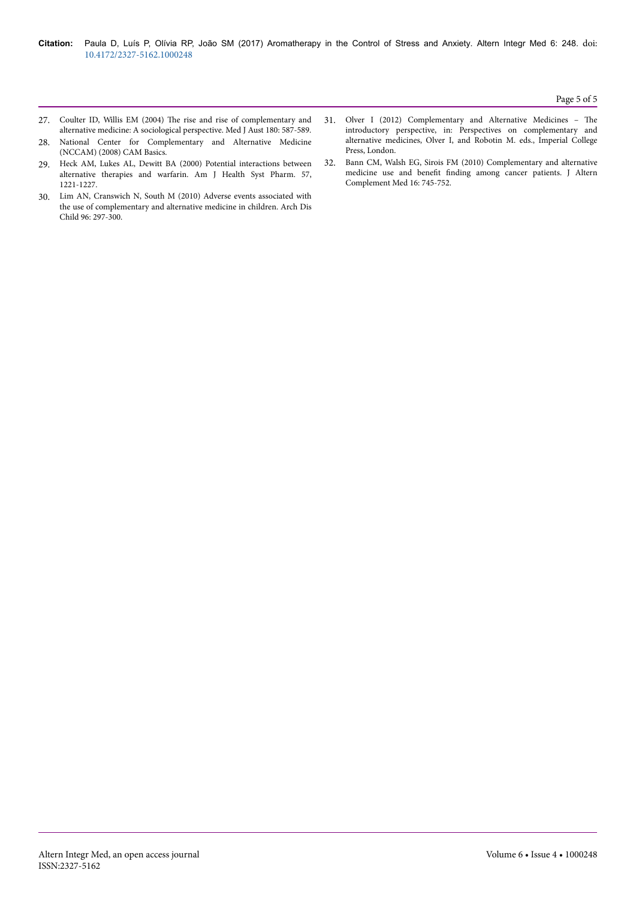27. Coulter ID, Willis EM (2004) The rise and rise of complementary and alternative medicine: A sociological perspective. Med J Aust 180: 587-589.
28. National Center for Complementary and Alternative Medicine (NCCAM) (2008) CAM Basics.
29. Heck AM, Lukes AL, Dewitt BA (2000) Potential interactions between alternative therapies and warfarin. Am J Health Syst Pharm. 57, 1221-1227.
30. Lim AN, Cranswich N, South M (2010) Adverse events associated with the use of complementary and alternative medicine in children. Arch Dis Child 96: 297-300.
31. Olver I (2012) Complementary and Alternative Medicines – The introductory perspective, in: Perspectives on complementary and alternative medicines, Olver I, and Robotin M. eds., Imperial College Press, London.
32. Bann CM, Walsh EG, Sirois FM (2010) Complementary and alternative medicine use and benefit finding among cancer patients. J Altern Complement Med 16: 745-752.